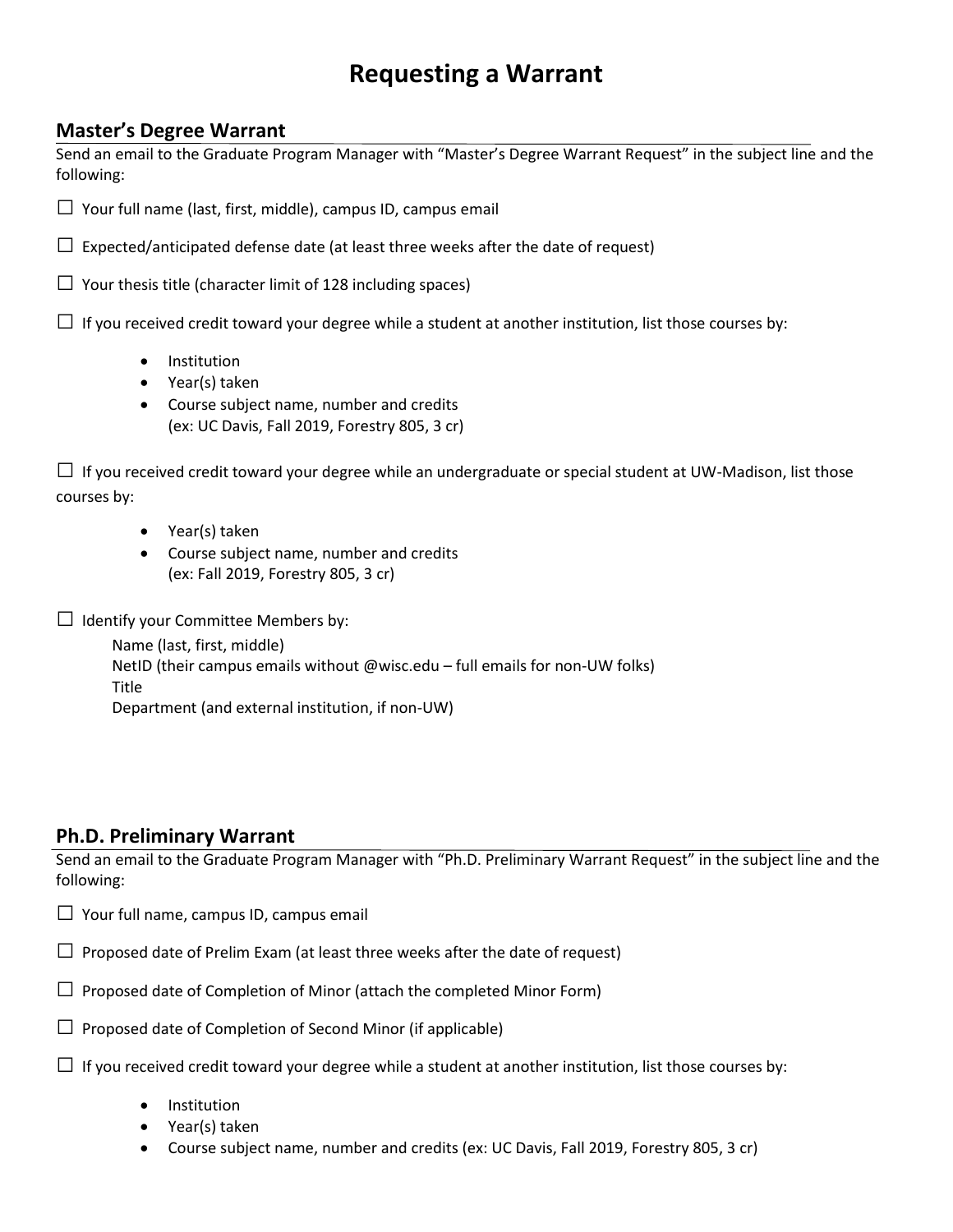# Requesting a Warrant

## Master's Degree Warrant

Send an email to the Graduate Program Manager with "Master's Degree Warrant Request" in the subject line and the following:

☐ Your full name (last, first, middle), campus ID, campus email

☐ Expected/anticipated defense date (at least three weeks after the date of request)

☐ Your thesis title (character limit of 128 including spaces)

☐ If you received credit toward your degree while a student at another institution, list those courses by:

- Institution
- Year(s) taken
- Course subject name, number and credits
  (ex: UC Davis, Fall 2019, Forestry 805, 3 cr)

☐ If you received credit toward your degree while an undergraduate or special student at UW-Madison, list those courses by:

- Year(s) taken
- Course subject name, number and credits
  (ex: Fall 2019, Forestry 805, 3 cr)

☐ Identify your Committee Members by:

Name (last, first, middle)
NetID (their campus emails without @wisc.edu – full emails for non-UW folks)
Title
Department (and external institution, if non-UW)

## Ph.D. Preliminary Warrant

Send an email to the Graduate Program Manager with "Ph.D. Preliminary Warrant Request" in the subject line and the following:

☐ Your full name, campus ID, campus email

☐ Proposed date of Prelim Exam (at least three weeks after the date of request)

☐ Proposed date of Completion of Minor (attach the completed Minor Form)

☐ Proposed date of Completion of Second Minor (if applicable)

☐ If you received credit toward your degree while a student at another institution, list those courses by:

- Institution
- Year(s) taken
- Course subject name, number and credits (ex: UC Davis, Fall 2019, Forestry 805, 3 cr)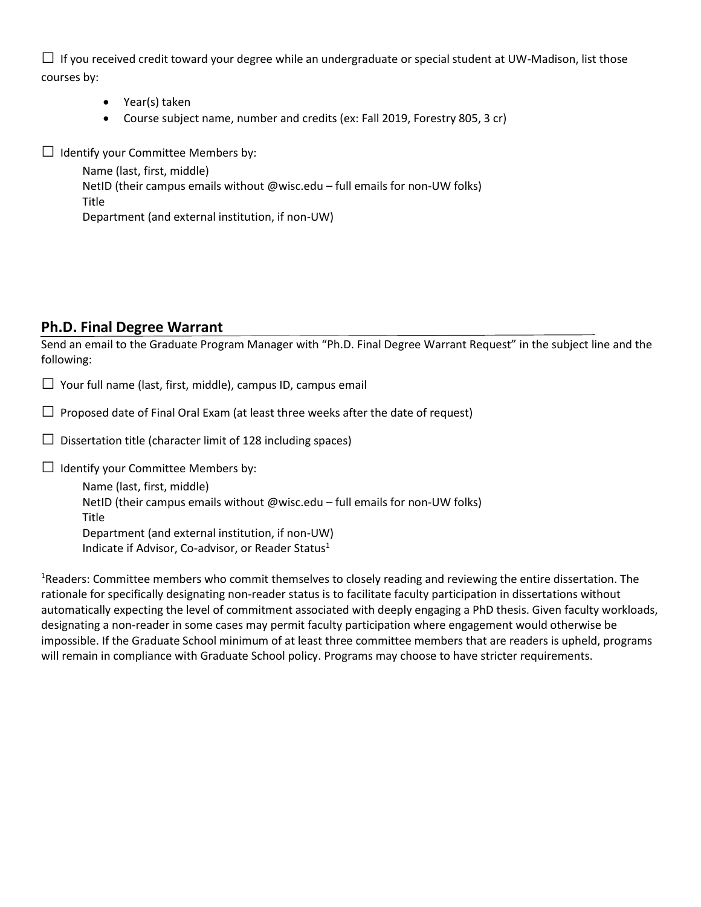☐ If you received credit toward your degree while an undergraduate or special student at UW-Madison, list those courses by:

- Year(s) taken
- Course subject name, number and credits (ex: Fall 2019, Forestry 805, 3 cr)

☐ Identify your Committee Members by:

Name (last, first, middle)
NetID (their campus emails without @wisc.edu – full emails for non-UW folks)
Title
Department (and external institution, if non-UW)

## Ph.D. Final Degree Warrant

Send an email to the Graduate Program Manager with "Ph.D. Final Degree Warrant Request" in the subject line and the following:

☐ Your full name (last, first, middle), campus ID, campus email

☐ Proposed date of Final Oral Exam (at least three weeks after the date of request)

☐ Dissertation title (character limit of 128 including spaces)

☐ Identify your Committee Members by:

Name (last, first, middle)
NetID (their campus emails without @wisc.edu – full emails for non-UW folks)
Title
Department (and external institution, if non-UW)
Indicate if Advisor, Co-advisor, or Reader Status[1]

[1]Readers: Committee members who commit themselves to closely reading and reviewing the entire dissertation. The rationale for specifically designating non-reader status is to facilitate faculty participation in dissertations without automatically expecting the level of commitment associated with deeply engaging a PhD thesis. Given faculty workloads, designating a non-reader in some cases may permit faculty participation where engagement would otherwise be impossible. If the Graduate School minimum of at least three committee members that are readers is upheld, programs will remain in compliance with Graduate School policy. Programs may choose to have stricter requirements.